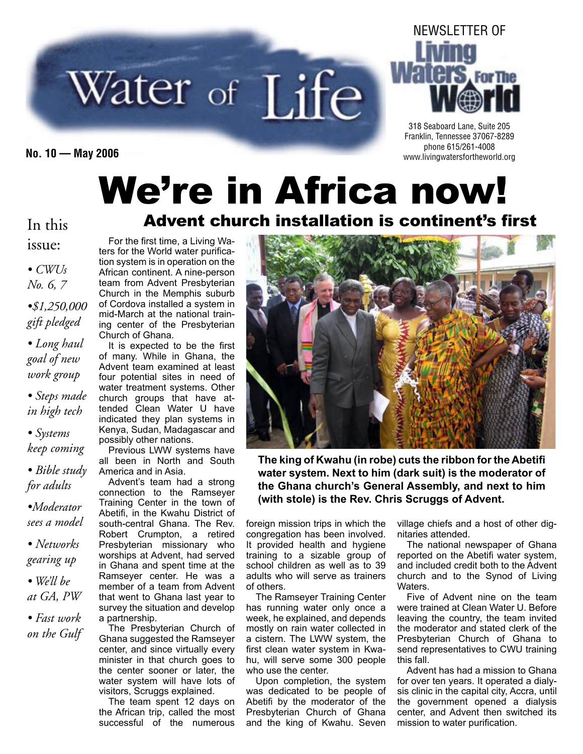# Water of Life

NEWSLETTER OF Living Waters For The World

318 Seaboard Lane, Suite 205
Franklin, Tennessee 37067-8289
phone 615/261-4008
www.livingwatersfortheworld.org

**No. 10 — May 2006**

In this issue:

- *CWUs No. 6, 7*
- *$1,250,000 gift pledged*
- *Long haul goal of new work group*
- *Steps made in high tech*
- *Systems keep coming*
- *Bible study for adults*
- *Moderator sees a model*
- *Networks gearing up*
- *We'll be at GA, PW*
- *Fast work on the Gulf*

# We're in Africa now!

## Advent church installation is continent's first

For the first time, a Living Waters for the World water purification system is in operation on the African continent. A nine-person team from Advent Presbyterian Church in the Memphis suburb of Cordova installed a system in mid-March at the national training center of the Presbyterian Church of Ghana.

It is expected to be the first of many. While in Ghana, the Advent team examined at least four potential sites in need of water treatment systems. Other church groups that have attended Clean Water U have indicated they plan systems in Kenya, Sudan, Madagascar and possibly other nations.

Previous LWW systems have all been in North and South America and in Asia.

Advent's team had a strong connection to the Ramseyer Training Center in the town of Abetifi, in the Kwahu District of south-central Ghana. The Rev. Robert Crumpton, a retired Presbyterian missionary who worships at Advent, had served in Ghana and spent time at the Ramseyer center. He was a member of a team from Advent that went to Ghana last year to survey the situation and develop a partnership.

The Presbyterian Church of Ghana suggested the Ramseyer center, and since virtually every minister in that church goes to the center sooner or later, the water system will have lots of visitors, Scruggs explained.

The team spent 12 days on the African trip, called the most successful of the numerous foreign mission trips in which the congregation has been involved. It provided health and hygiene training to a sizable group of school children as well as to 39 adults who will serve as trainers of others.

The Ramseyer Training Center has running water only once a week, he explained, and depends mostly on rain water collected in a cistern. The LWW system, the first clean water system in Kwahu, will serve some 300 people who use the center.

Upon completion, the system was dedicated to be people of Abetifi by the moderator of the Presbyterian Church of Ghana and the king of Kwahu. Seven village chiefs and a host of other dignitaries attended.

The national newspaper of Ghana reported on the Abetifi water system, and included credit both to the Advent church and to the Synod of Living Waters.

Five of Advent nine on the team were trained at Clean Water U. Before leaving the country, the team invited the moderator and stated clerk of the Presbyterian Church of Ghana to send representatives to CWU training this fall.

Advent has had a mission to Ghana for over ten years. It operated a dialysis clinic in the capital city, Accra, until the government opened a dialysis center, and Advent then switched its mission to water purification.

**The king of Kwahu (in robe) cuts the ribbon for the Abetifi water system. Next to him (dark suit) is the moderator of the Ghana church's General Assembly, and next to him (with stole) is the Rev. Chris Scruggs of Advent.**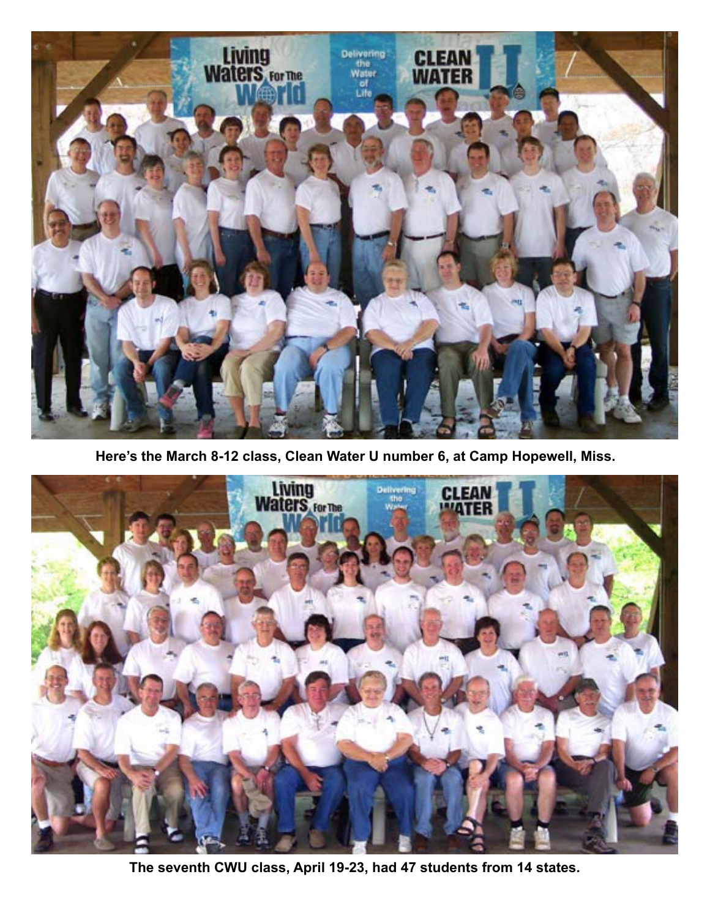Here's the March 8-12 class, Clean Water U number 6, at Camp Hopewell, Miss.

The seventh CWU class, April 19-23, had 47 students from 14 states.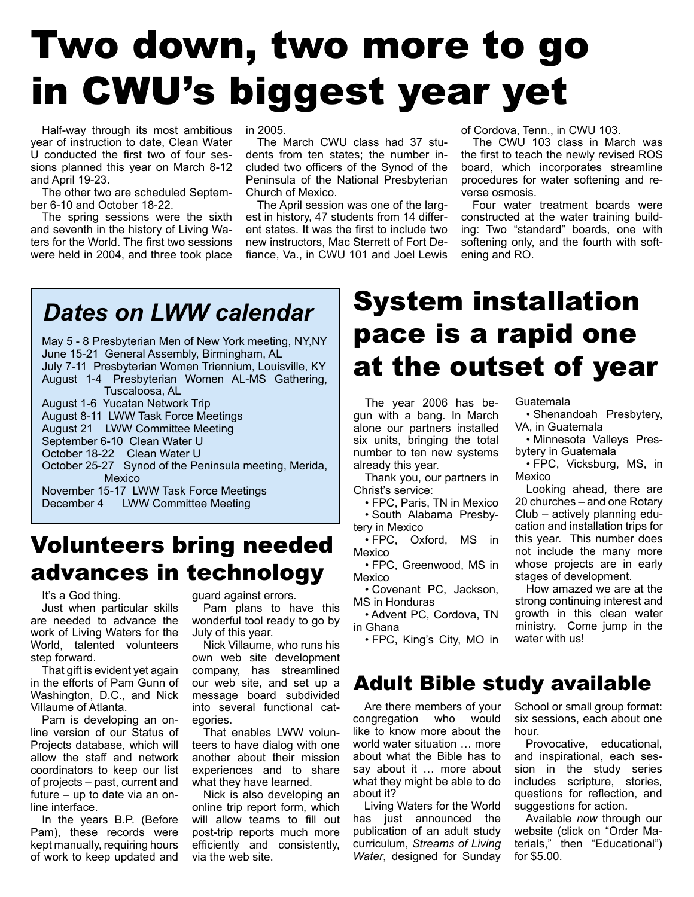# Two down, two more to go in CWU's biggest year yet

Half-way through its most ambitious year of instruction to date, Clean Water U conducted the first two of four sessions planned this year on March 8-12 and April 19-23.

The other two are scheduled September 6-10 and October 18-22.

The spring sessions were the sixth and seventh in the history of Living Waters for the World. The first two sessions were held in 2004, and three took place in 2005.

The March CWU class had 37 students from ten states; the number included two officers of the Synod of the Peninsula of the National Presbyterian Church of Mexico.

The April session was one of the largest in history, 47 students from 14 different states. It was the first to include two new instructors, Mac Sterrett of Fort Defiance, Va., in CWU 101 and Joel Lewis of Cordova, Tenn., in CWU 103.

The CWU 103 class in March was the first to teach the newly revised ROS board, which incorporates streamline procedures for water softening and reverse osmosis.

Four water treatment boards were constructed at the water training building: Two "standard" boards, one with softening only, and the fourth with softening and RO.

## *Dates on LWW calendar*

May 5 - 8 Presbyterian Men of New York meeting, NY,NY
June 15-21 General Assembly, Birmingham, AL
July 7-11 Presbyterian Women Triennium, Louisville, KY
August 1-4 Presbyterian Women AL-MS Gathering, Tuscaloosa, AL
August 1-6 Yucatan Network Trip
August 8-11 LWW Task Force Meetings
August 21 LWW Committee Meeting
September 6-10 Clean Water U
October 18-22 Clean Water U
October 25-27 Synod of the Peninsula meeting, Merida, Mexico
November 15-17 LWW Task Force Meetings
December 4 LWW Committee Meeting

## Volunteers bring needed advances in technology

It's a God thing.

Just when particular skills are needed to advance the work of Living Waters for the World, talented volunteers step forward.

That gift is evident yet again in the efforts of Pam Gunn of Washington, D.C., and Nick Villaume of Atlanta.

Pam is developing an online version of our Status of Projects database, which will allow the staff and network coordinators to keep our list of projects – past, current and future – up to date via an online interface.

In the years B.P. (Before Pam), these records were kept manually, requiring hours of work to keep updated and guard against errors.

Pam plans to have this wonderful tool ready to go by July of this year.

Nick Villaume, who runs his own web site development company, has streamlined our web site, and set up a message board subdivided into several functional categories.

That enables LWW volunteers to have dialog with one another about their mission experiences and to share what they have learned.

Nick is also developing an online trip report form, which will allow teams to fill out post-trip reports much more efficiently and consistently, via the web site.

# System installation pace is a rapid one at the outset of year

The year 2006 has begun with a bang. In March alone our partners installed six units, bringing the total number to ten new systems already this year.

Thank you, our partners in Christ's service:

- FPC, Paris, TN in Mexico
- South Alabama Presbytery in Mexico
- FPC, Oxford, MS in Mexico
- FPC, Greenwood, MS in Mexico
- Covenant PC, Jackson, MS in Honduras
- Advent PC, Cordova, TN in Ghana
- FPC, King's City, MO in Guatemala
- Shenandoah Presbytery, VA, in Guatemala
- Minnesota Valleys Presbytery in Guatemala
- FPC, Vicksburg, MS, in Mexico

Looking ahead, there are 20 churches – and one Rotary Club – actively planning education and installation trips for this year. This number does not include the many more whose projects are in early stages of development.

How amazed we are at the strong continuing interest and growth in this clean water ministry. Come jump in the water with us!

## Adult Bible study available

Are there members of your congregation who would like to know more about the world water situation … more about what the Bible has to say about it … more about what they might be able to do about it?

Living Waters for the World has just announced the publication of an adult study curriculum, *Streams of Living Water*, designed for Sunday School or small group format: six sessions, each about one hour.

Provocative, educational, and inspirational, each session in the study series includes scripture, stories, questions for reflection, and suggestions for action.

Available *now* through our website (click on "Order Materials," then "Educational") for $5.00.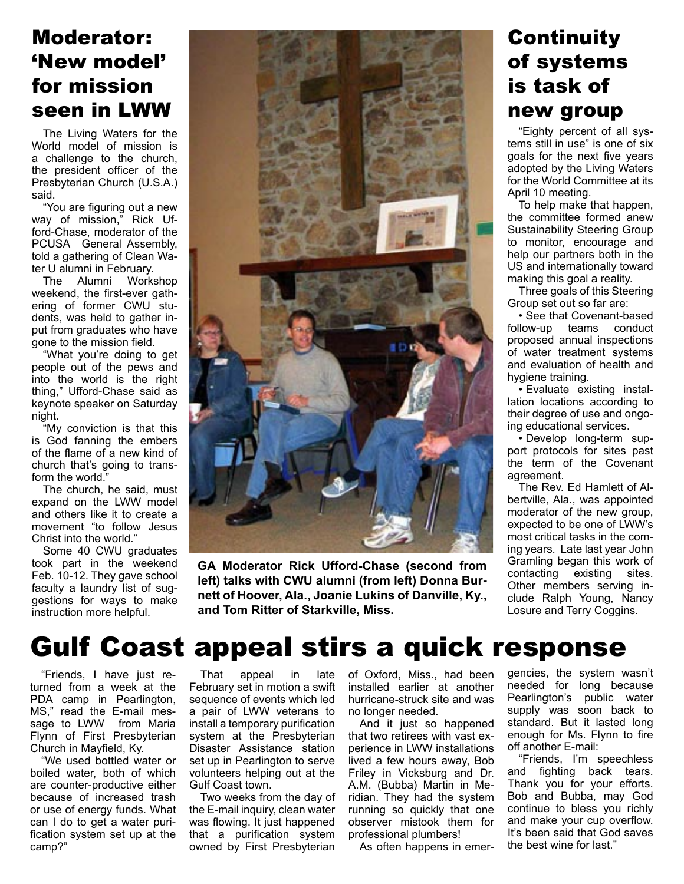## Moderator: 'New model' for mission seen in LWW

The Living Waters for the World model of mission is a challenge to the church, the president officer of the Presbyterian Church (U.S.A.) said.

"You are figuring out a new way of mission," Rick Ufford-Chase, moderator of the PCUSA General Assembly, told a gathering of Clean Water U alumni in February.

The Alumni Workshop weekend, the first-ever gathering of former CWU students, was held to gather input from graduates who have gone to the mission field.

"What you're doing to get people out of the pews and into the world is the right thing," Ufford-Chase said as keynote speaker on Saturday night.

"My conviction is that this is God fanning the embers of the flame of a new kind of church that's going to transform the world."

The church, he said, must expand on the LWW model and others like it to create a movement "to follow Jesus Christ into the world."

Some 40 CWU graduates took part in the weekend Feb. 10-12. They gave school faculty a laundry list of suggestions for ways to make instruction more helpful.

**GA Moderator Rick Ufford-Chase (second from left) talks with CWU alumni (from left) Donna Burnett of Hoover, Ala., Joanie Lukins of Danville, Ky., and Tom Ritter of Starkville, Miss.**

## Continuity of systems is task of new group

"Eighty percent of all systems still in use" is one of six goals for the next five years adopted by the Living Waters for the World Committee at its April 10 meeting.

To help make that happen, the committee formed anew Sustainability Steering Group to monitor, encourage and help our partners both in the US and internationally toward making this goal a reality.

Three goals of this Steering Group set out so far are:

- See that Covenant-based follow-up teams conduct proposed annual inspections of water treatment systems and evaluation of health and hygiene training.
- Evaluate existing installation locations according to their degree of use and ongoing educational services.
- Develop long-term support protocols for sites past the term of the Covenant agreement.

The Rev. Ed Hamlett of Albertville, Ala., was appointed moderator of the new group, expected to be one of LWW's most critical tasks in the coming years. Late last year John Gramling began this work of contacting existing sites. Other members serving include Ralph Young, Nancy Losure and Terry Coggins.

# Gulf Coast appeal stirs a quick response

"Friends, I have just returned from a week at the PDA camp in Pearlington, MS," read the E-mail message to LWW from Maria Flynn of First Presbyterian Church in Mayfield, Ky.

"We used bottled water or boiled water, both of which are counter-productive either because of increased trash or use of energy funds. What can I do to get a water purification system set up at the camp?"

That appeal in late February set in motion a swift sequence of events which led a pair of LWW veterans to install a temporary purification system at the Presbyterian Disaster Assistance station set up in Pearlington to serve volunteers helping out at the Gulf Coast town.

Two weeks from the day of the E-mail inquiry, clean water was flowing. It just happened that a purification system owned by First Presbyterian of Oxford, Miss., had been installed earlier at another hurricane-struck site and was no longer needed.

And it just so happened that two retirees with vast experience in LWW installations lived a few hours away, Bob Friley in Vicksburg and Dr. A.M. (Bubba) Martin in Meridian. They had the system running so quickly that one observer mistook them for professional plumbers!

As often happens in emergencies, the system wasn't needed for long because Pearlington's public water supply was soon back to standard. But it lasted long enough for Ms. Flynn to fire off another E-mail:

"Friends, I'm speechless and fighting back tears. Thank you for your efforts. Bob and Bubba, may God continue to bless you richly and make your cup overflow. It's been said that God saves the best wine for last."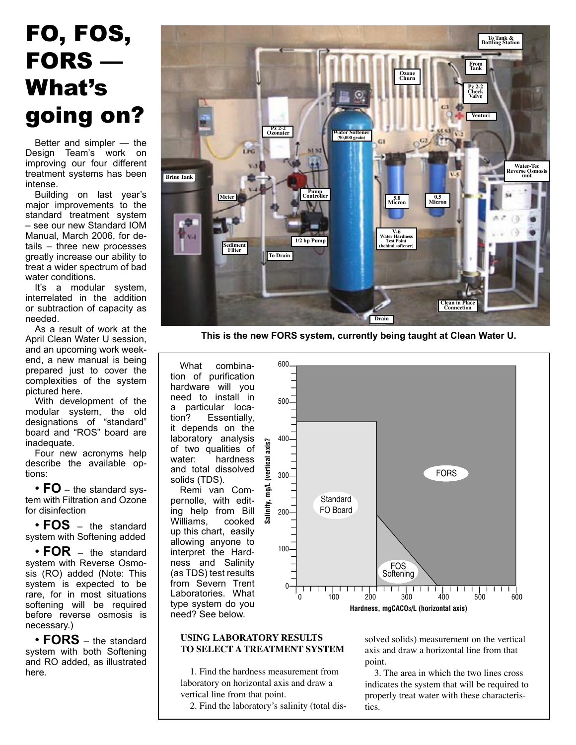# FO, FOS, FORS — What's going on?

Better and simpler — the Design Team's work on improving our four different treatment systems has been intense.

Building on last year's major improvements to the standard treatment system – see our new Standard IOM Manual, March 2006, for details – three new processes greatly increase our ability to treat a wider spectrum of bad water conditions.

It's a modular system, interrelated in the addition or subtraction of capacity as needed.

As a result of work at the April Clean Water U session, and an upcoming work weekend, a new manual is being prepared just to cover the complexities of the system pictured here.

With development of the modular system, the old designations of "standard" board and "ROS" board are inadequate.

Four new acronyms help describe the available options:

- **FO** – the standard system with Filtration and Ozone for disinfection
- **FOS** – the standard system with Softening added
- **FOR** – the standard system with Reverse Osmosis (RO) added (Note: This system is expected to be rare, for in most situations softening will be required before reverse osmosis is necessary.)
- **FORS** – the standard system with both Softening and RO added, as illustrated here.

**This is the new FORS system, currently being taught at Clean Water U.**

What combination of purification hardware will you need to install in a particular location? Essentially, it depends on the laboratory analysis of two qualities of water: hardness and total dissolved solids (TDS).

Remi van Compernolle, with editing help from Bill Williams, cooked up this chart, easily allowing anyone to interpret the Hardness and Salinity (as TDS) test results from Severn Trent Laboratories. What type system do you need? See below.

### USING LABORATORY RESULTS TO SELECT A TREATMENT SYSTEM

1. Find the hardness measurement from laboratory on horizontal axis and draw a vertical line from that point.
2. Find the laboratory's salinity (total dissolved solids) measurement on the vertical axis and draw a horizontal line from that point.
3. The area in which the two lines cross indicates the system that will be required to properly treat water with these characteristics.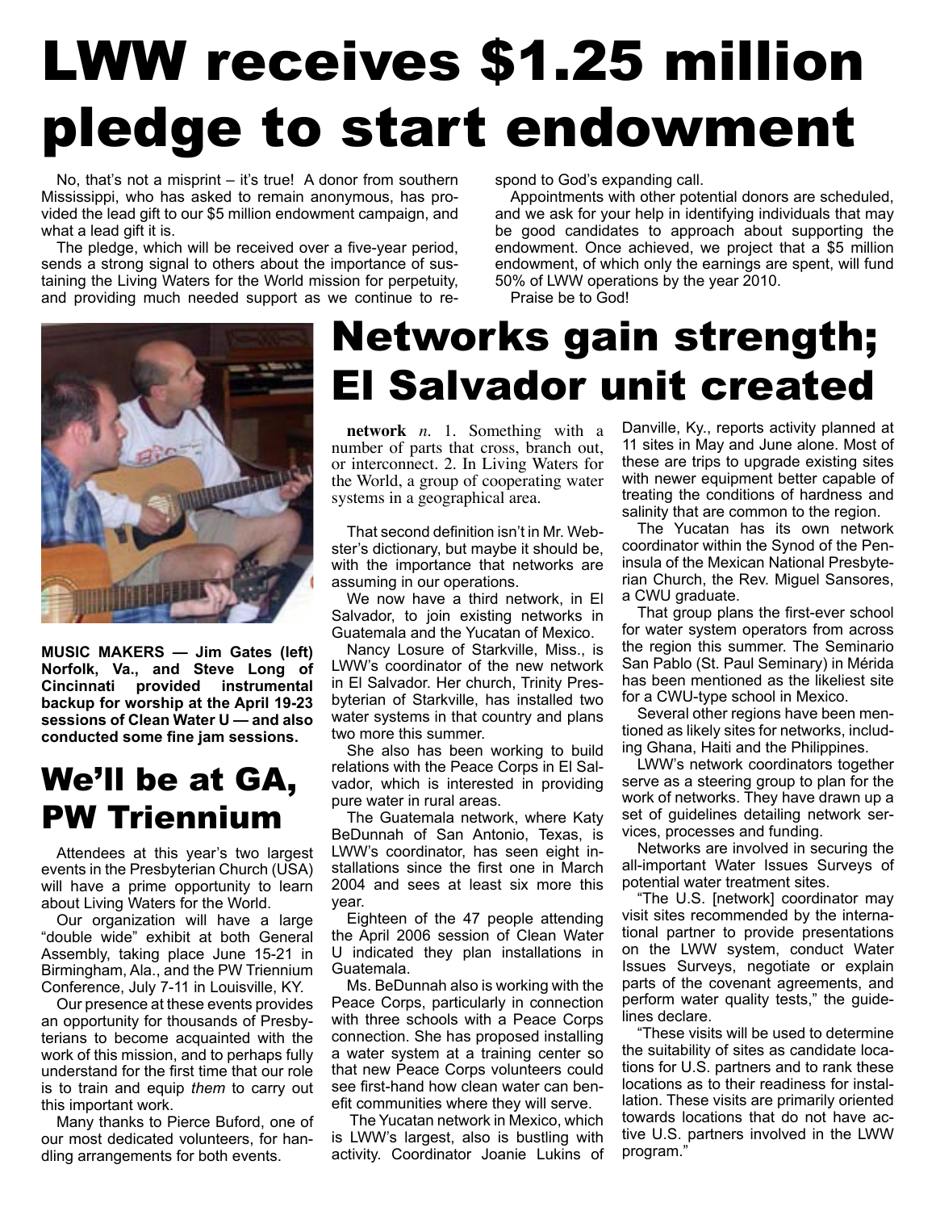# LWW receives $1.25 million pledge to start endowment

No, that's not a misprint – it's true! A donor from southern Mississippi, who has asked to remain anonymous, has provided the lead gift to our $5 million endowment campaign, and what a lead gift it is.

The pledge, which will be received over a five-year period, sends a strong signal to others about the importance of sustaining the Living Waters for the World mission for perpetuity, and providing much needed support as we continue to respond to God's expanding call.

Appointments with other potential donors are scheduled, and we ask for your help in identifying individuals that may be good candidates to approach about supporting the endowment. Once achieved, we project that a $5 million endowment, of which only the earnings are spent, will fund 50% of LWW operations by the year 2010.

Praise be to God!

**MUSIC MAKERS — Jim Gates (left) Norfolk, Va., and Steve Long of Cincinnati provided instrumental backup for worship at the April 19-23 sessions of Clean Water U — and also conducted some fine jam sessions.**

## We'll be at GA, PW Triennium

Attendees at this year's two largest events in the Presbyterian Church (USA) will have a prime opportunity to learn about Living Waters for the World.

Our organization will have a large "double wide" exhibit at both General Assembly, taking place June 15-21 in Birmingham, Ala., and the PW Triennium Conference, July 7-11 in Louisville, KY.

Our presence at these events provides an opportunity for thousands of Presbyterians to become acquainted with the work of this mission, and to perhaps fully understand for the first time that our role is to train and equip *them* to carry out this important work.

Many thanks to Pierce Buford, one of our most dedicated volunteers, for handling arrangements for both events.

# Networks gain strength; El Salvador unit created

**network** *n.* 1. Something with a number of parts that cross, branch out, or interconnect. 2. In Living Waters for the World, a group of cooperating water systems in a geographical area.

That second definition isn't in Mr. Webster's dictionary, but maybe it should be, with the importance that networks are assuming in our operations.

We now have a third network, in El Salvador, to join existing networks in Guatemala and the Yucatan of Mexico.

Nancy Losure of Starkville, Miss., is LWW's coordinator of the new network in El Salvador. Her church, Trinity Presbyterian of Starkville, has installed two water systems in that country and plans two more this summer.

She also has been working to build relations with the Peace Corps in El Salvador, which is interested in providing pure water in rural areas.

The Guatemala network, where Katy BeDunnah of San Antonio, Texas, is LWW's coordinator, has seen eight installations since the first one in March 2004 and sees at least six more this year.

Eighteen of the 47 people attending the April 2006 session of Clean Water U indicated they plan installations in Guatemala.

Ms. BeDunnah also is working with the Peace Corps, particularly in connection with three schools with a Peace Corps connection. She has proposed installing a water system at a training center so that new Peace Corps volunteers could see first-hand how clean water can benefit communities where they will serve.

The Yucatan network in Mexico, which is LWW's largest, also is bustling with activity. Coordinator Joanie Lukins of Danville, Ky., reports activity planned at 11 sites in May and June alone. Most of these are trips to upgrade existing sites with newer equipment better capable of treating the conditions of hardness and salinity that are common to the region.

The Yucatan has its own network coordinator within the Synod of the Peninsula of the Mexican National Presbyterian Church, the Rev. Miguel Sansores, a CWU graduate.

That group plans the first-ever school for water system operators from across the region this summer. The Seminario San Pablo (St. Paul Seminary) in Mérida has been mentioned as the likeliest site for a CWU-type school in Mexico.

Several other regions have been mentioned as likely sites for networks, including Ghana, Haiti and the Philippines.

LWW's network coordinators together serve as a steering group to plan for the work of networks. They have drawn up a set of guidelines detailing network services, processes and funding.

Networks are involved in securing the all-important Water Issues Surveys of potential water treatment sites.

"The U.S. [network] coordinator may visit sites recommended by the international partner to provide presentations on the LWW system, conduct Water Issues Surveys, negotiate or explain parts of the covenant agreements, and perform water quality tests," the guidelines declare.

"These visits will be used to determine the suitability of sites as candidate locations for U.S. partners and to rank these locations as to their readiness for installation. These visits are primarily oriented towards locations that do not have active U.S. partners involved in the LWW program."